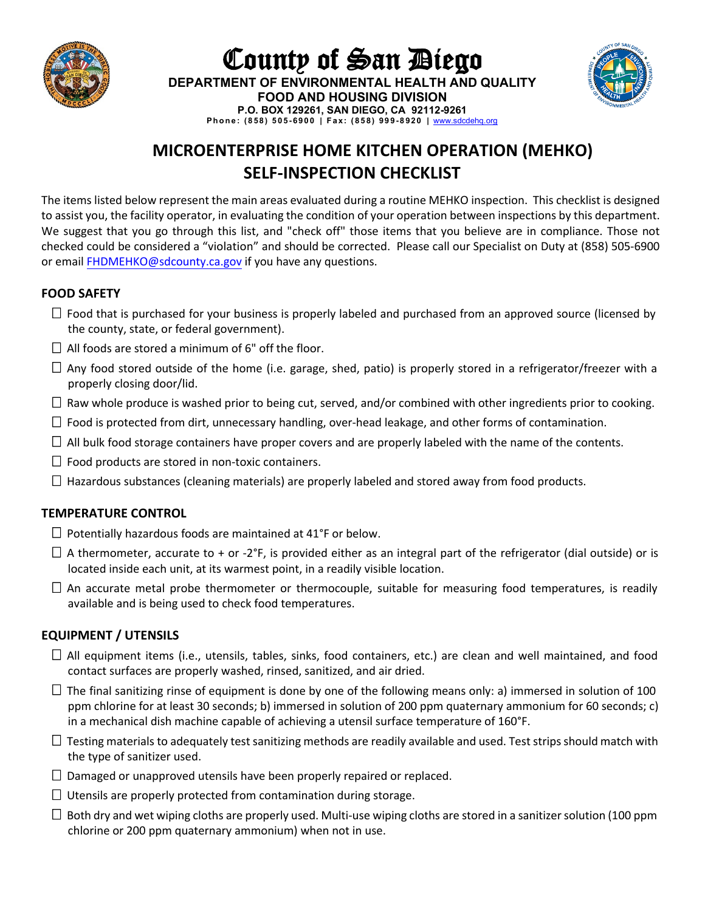# County of San Diego

**DEPARTMENT OF ENVIRONMENTAL HEALTH AND QUALITY**
**FOOD AND HOUSING DIVISION**
**P.O. BOX 129261, SAN DIEGO, CA 92112-9261**
**Phone: (858) 505-6900 | Fax: (858) 999-8920 | www.sdcdehq.org**

## MICROENTERPRISE HOME KITCHEN OPERATION (MEHKO) SELF-INSPECTION CHECKLIST

The items listed below represent the main areas evaluated during a routine MEHKO inspection. This checklist is designed to assist you, the facility operator, in evaluating the condition of your operation between inspections by this department. We suggest that you go through this list, and "check off" those items that you believe are in compliance. Those not checked could be considered a "violation" and should be corrected. Please call our Specialist on Duty at (858) 505-6900 or email FHDMEHKO@sdcounty.ca.gov if you have any questions.

### FOOD SAFETY

- ☐ Food that is purchased for your business is properly labeled and purchased from an approved source (licensed by the county, state, or federal government).
- ☐ All foods are stored a minimum of 6" off the floor.
- ☐ Any food stored outside of the home (i.e. garage, shed, patio) is properly stored in a refrigerator/freezer with a properly closing door/lid.
- ☐ Raw whole produce is washed prior to being cut, served, and/or combined with other ingredients prior to cooking.
- ☐ Food is protected from dirt, unnecessary handling, over-head leakage, and other forms of contamination.
- ☐ All bulk food storage containers have proper covers and are properly labeled with the name of the contents.
- ☐ Food products are stored in non-toxic containers.
- ☐ Hazardous substances (cleaning materials) are properly labeled and stored away from food products.

### TEMPERATURE CONTROL

- ☐ Potentially hazardous foods are maintained at 41°F or below.
- ☐ A thermometer, accurate to + or -2°F, is provided either as an integral part of the refrigerator (dial outside) or is located inside each unit, at its warmest point, in a readily visible location.
- ☐ An accurate metal probe thermometer or thermocouple, suitable for measuring food temperatures, is readily available and is being used to check food temperatures.

### EQUIPMENT / UTENSILS

- ☐ All equipment items (i.e., utensils, tables, sinks, food containers, etc.) are clean and well maintained, and food contact surfaces are properly washed, rinsed, sanitized, and air dried.
- ☐ The final sanitizing rinse of equipment is done by one of the following means only: a) immersed in solution of 100 ppm chlorine for at least 30 seconds; b) immersed in solution of 200 ppm quaternary ammonium for 60 seconds; c) in a mechanical dish machine capable of achieving a utensil surface temperature of 160°F.
- ☐ Testing materials to adequately test sanitizing methods are readily available and used. Test strips should match with the type of sanitizer used.
- ☐ Damaged or unapproved utensils have been properly repaired or replaced.
- ☐ Utensils are properly protected from contamination during storage.
- ☐ Both dry and wet wiping cloths are properly used. Multi-use wiping cloths are stored in a sanitizer solution (100 ppm chlorine or 200 ppm quaternary ammonium) when not in use.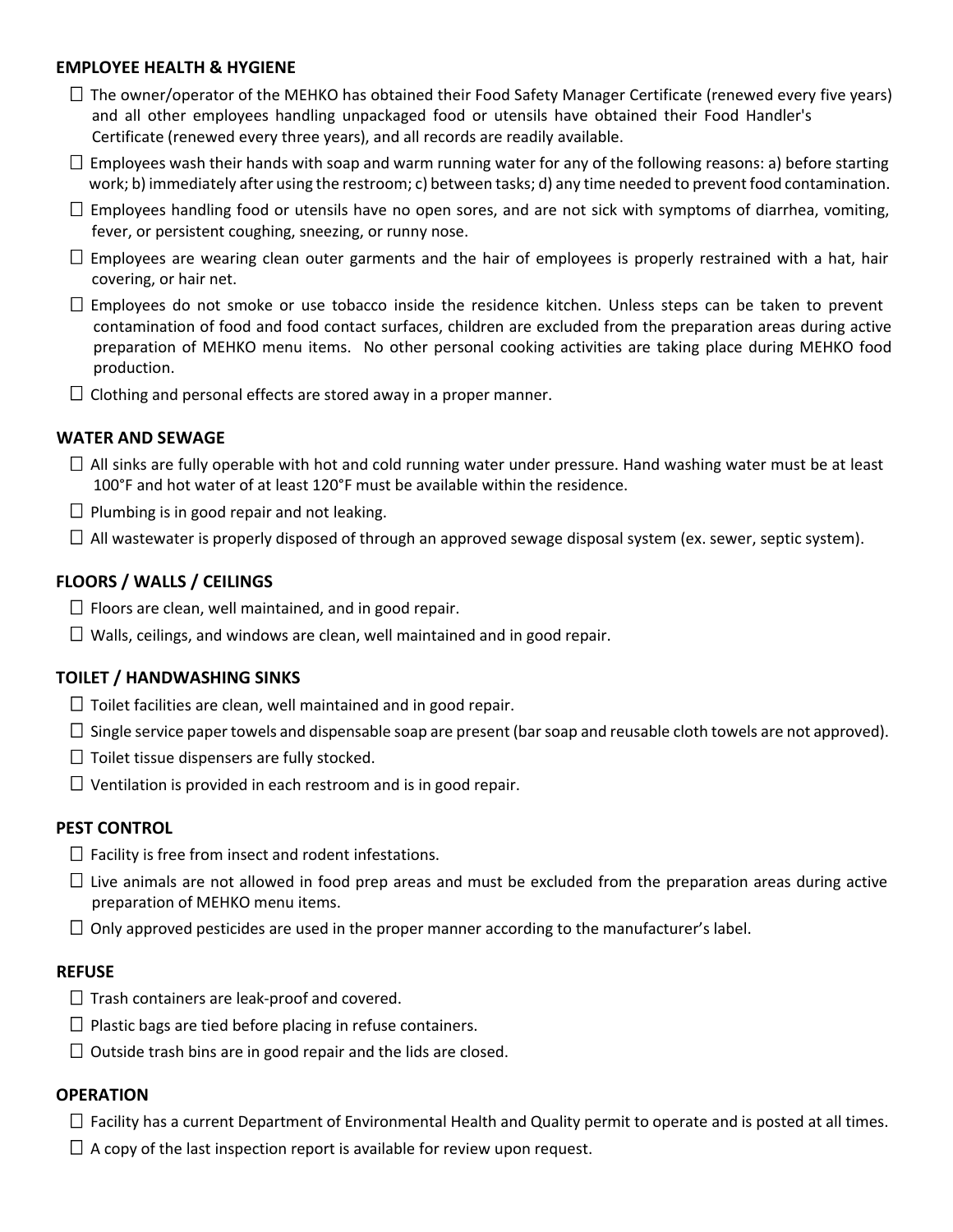## EMPLOYEE HEALTH & HYGIENE

- ☐ The owner/operator of the MEHKO has obtained their Food Safety Manager Certificate (renewed every five years) and all other employees handling unpackaged food or utensils have obtained their Food Handler's Certificate (renewed every three years), and all records are readily available.
- ☐ Employees wash their hands with soap and warm running water for any of the following reasons: a) before starting work; b) immediately after using the restroom; c) between tasks; d) any time needed to prevent food contamination.
- ☐ Employees handling food or utensils have no open sores, and are not sick with symptoms of diarrhea, vomiting, fever, or persistent coughing, sneezing, or runny nose.
- ☐ Employees are wearing clean outer garments and the hair of employees is properly restrained with a hat, hair covering, or hair net.
- ☐ Employees do not smoke or use tobacco inside the residence kitchen. Unless steps can be taken to prevent contamination of food and food contact surfaces, children are excluded from the preparation areas during active preparation of MEHKO menu items. No other personal cooking activities are taking place during MEHKO food production.
- ☐ Clothing and personal effects are stored away in a proper manner.

## WATER AND SEWAGE

- ☐ All sinks are fully operable with hot and cold running water under pressure. Hand washing water must be at least 100°F and hot water of at least 120°F must be available within the residence.
- ☐ Plumbing is in good repair and not leaking.
- ☐ All wastewater is properly disposed of through an approved sewage disposal system (ex. sewer, septic system).

## FLOORS / WALLS / CEILINGS

- ☐ Floors are clean, well maintained, and in good repair.
- ☐ Walls, ceilings, and windows are clean, well maintained and in good repair.

## TOILET / HANDWASHING SINKS

- ☐ Toilet facilities are clean, well maintained and in good repair.
- ☐ Single service paper towels and dispensable soap are present (bar soap and reusable cloth towels are not approved).
- ☐ Toilet tissue dispensers are fully stocked.
- ☐ Ventilation is provided in each restroom and is in good repair.

## PEST CONTROL

- ☐ Facility is free from insect and rodent infestations.
- ☐ Live animals are not allowed in food prep areas and must be excluded from the preparation areas during active preparation of MEHKO menu items.
- ☐ Only approved pesticides are used in the proper manner according to the manufacturer's label.

## REFUSE

- ☐ Trash containers are leak-proof and covered.
- ☐ Plastic bags are tied before placing in refuse containers.
- ☐ Outside trash bins are in good repair and the lids are closed.

## OPERATION

- ☐ Facility has a current Department of Environmental Health and Quality permit to operate and is posted at all times.
- ☐ A copy of the last inspection report is available for review upon request.